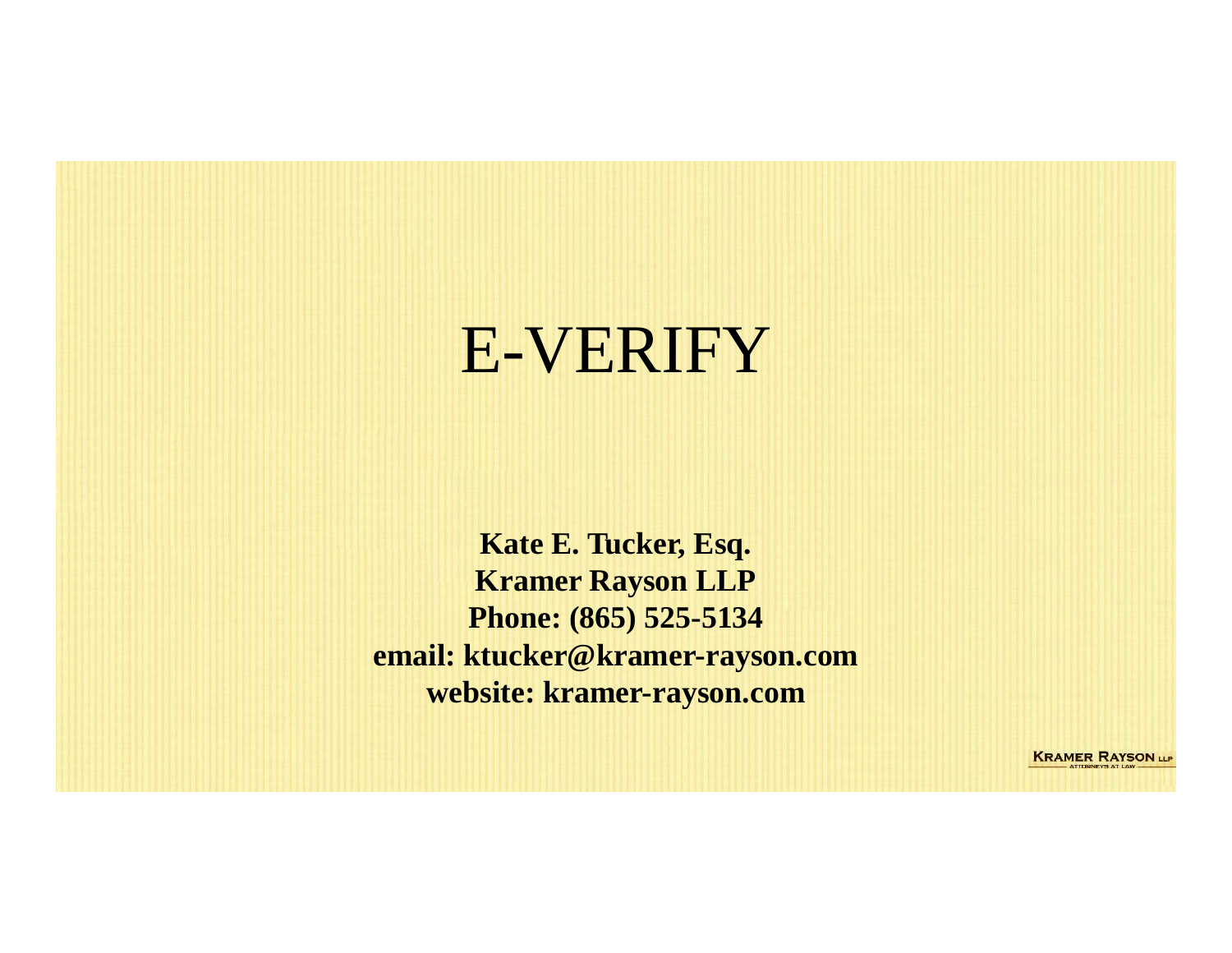# E-VERIFY

**Kate E. Tucker, Esq.**
**Kramer Rayson LLP**
**Phone: (865) 525-5134**
**email: ktucker@kramer-rayson.com**
**website: kramer-rayson.com**

KRAMER RAYSON LLP
ATTORNEYS AT LAW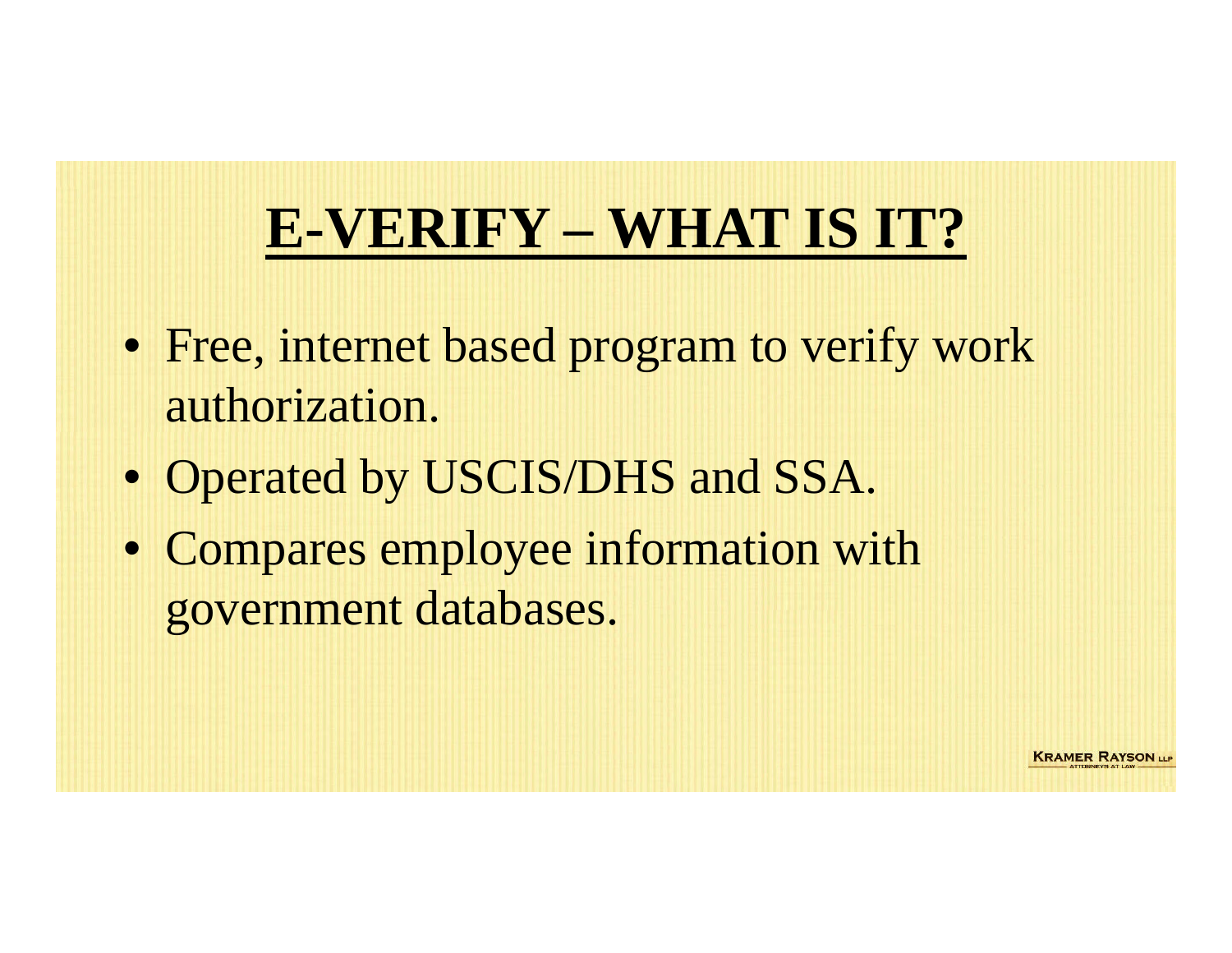# E-VERIFY – WHAT IS IT?

- Free, internet based program to verify work authorization.
- Operated by USCIS/DHS and SSA.
- Compares employee information with government databases.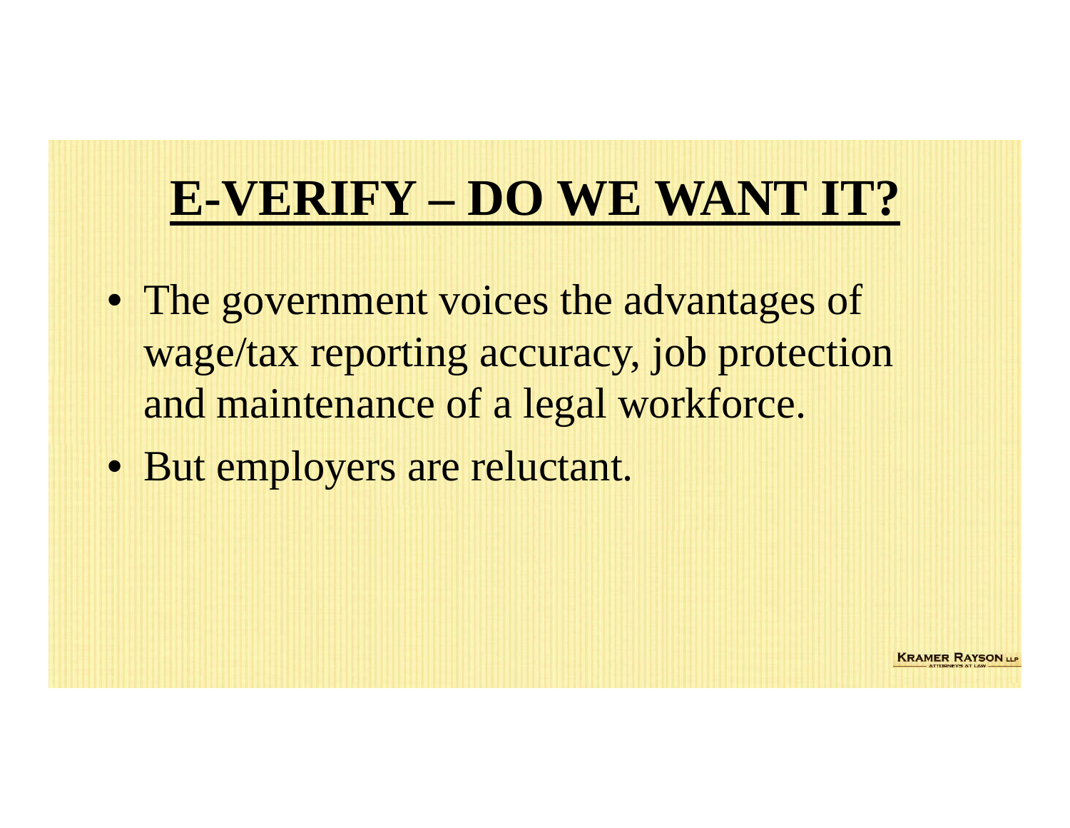# E-VERIFY – DO WE WANT IT?

- The government voices the advantages of wage/tax reporting accuracy, job protection and maintenance of a legal workforce.
- But employers are reluctant.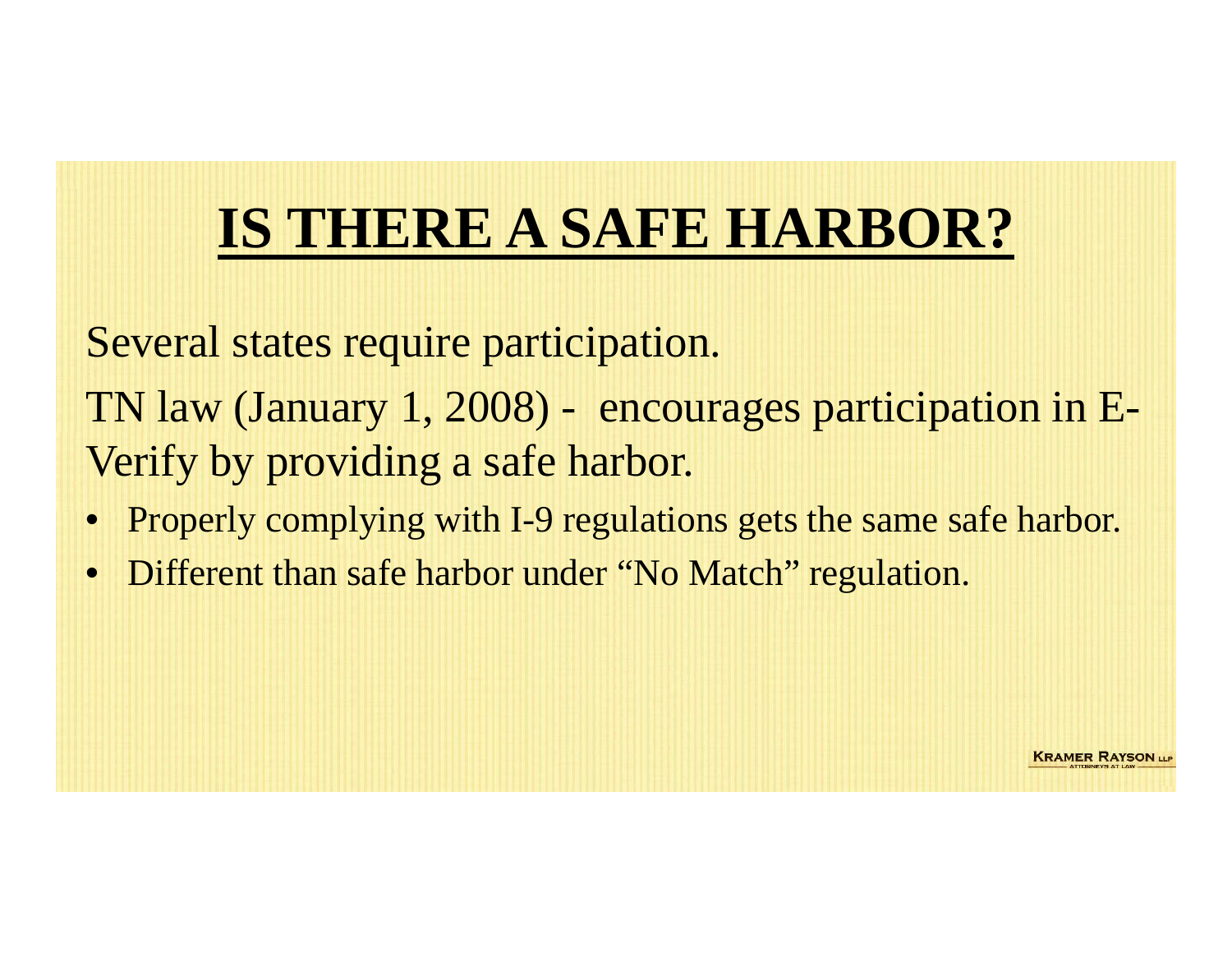# IS THERE A SAFE HARBOR?

Several states require participation.

TN law (January 1, 2008) - encourages participation in E-Verify by providing a safe harbor.

- Properly complying with I-9 regulations gets the same safe harbor.
- Different than safe harbor under "No Match" regulation.

KRAMER RAYSON LLP
ATTORNEYS AT LAW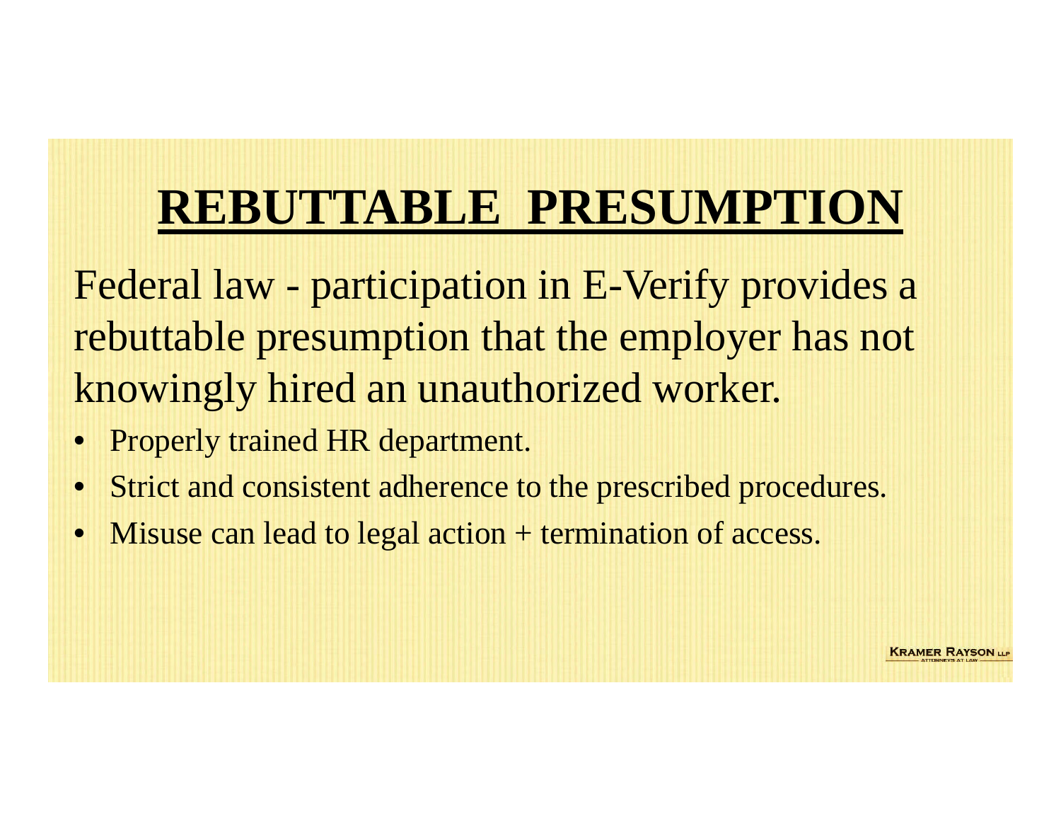# REBUTTABLE PRESUMPTION

Federal law - participation in E-Verify provides a rebuttable presumption that the employer has not knowingly hired an unauthorized worker.

- Properly trained HR department.
- Strict and consistent adherence to the prescribed procedures.
- Misuse can lead to legal action + termination of access.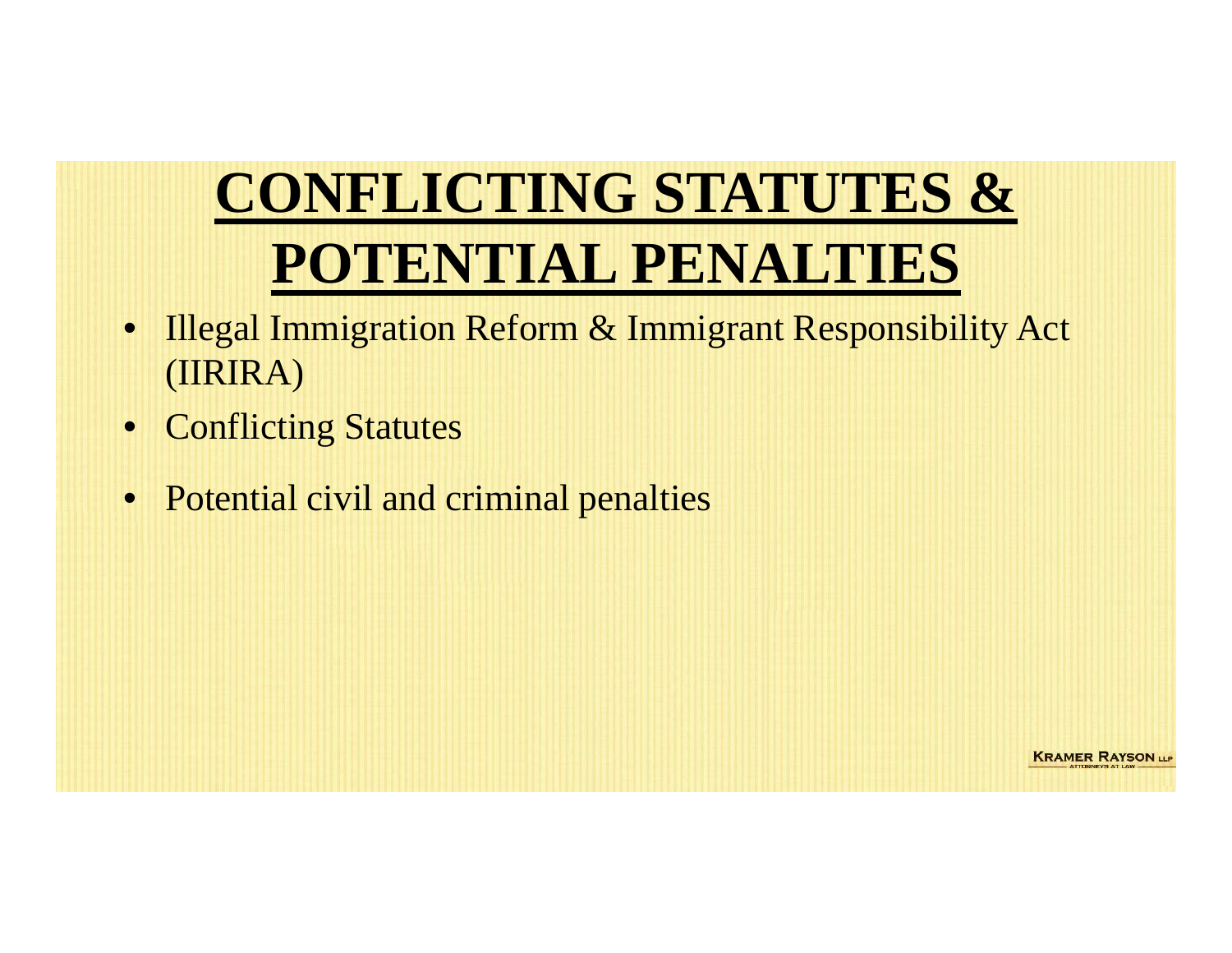# CONFLICTING STATUTES & POTENTIAL PENALTIES

- Illegal Immigration Reform & Immigrant Responsibility Act (IIRIRA)
- Conflicting Statutes
- Potential civil and criminal penalties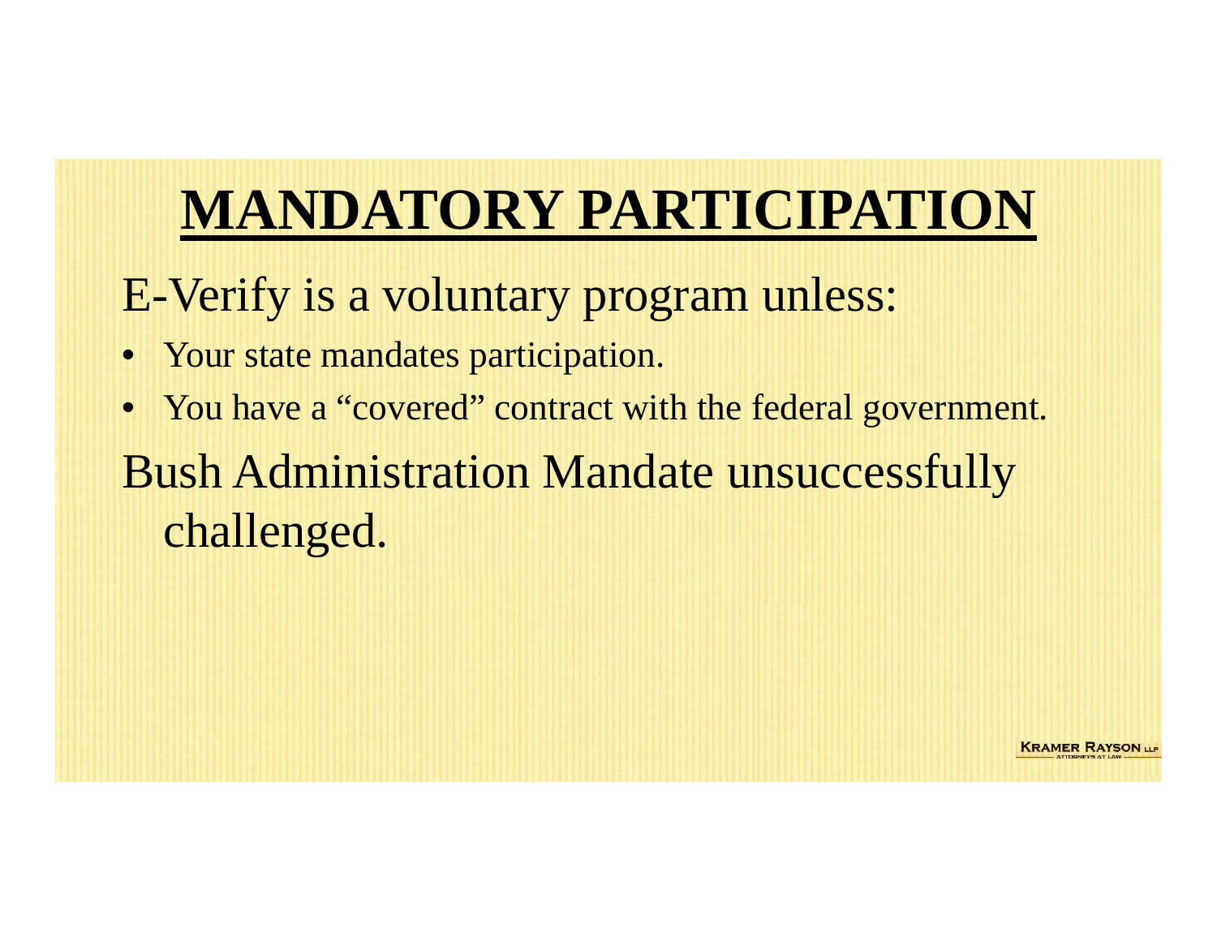# MANDATORY PARTICIPATION

E-Verify is a voluntary program unless:

- Your state mandates participation.
- You have a “covered” contract with the federal government.

Bush Administration Mandate unsuccessfully challenged.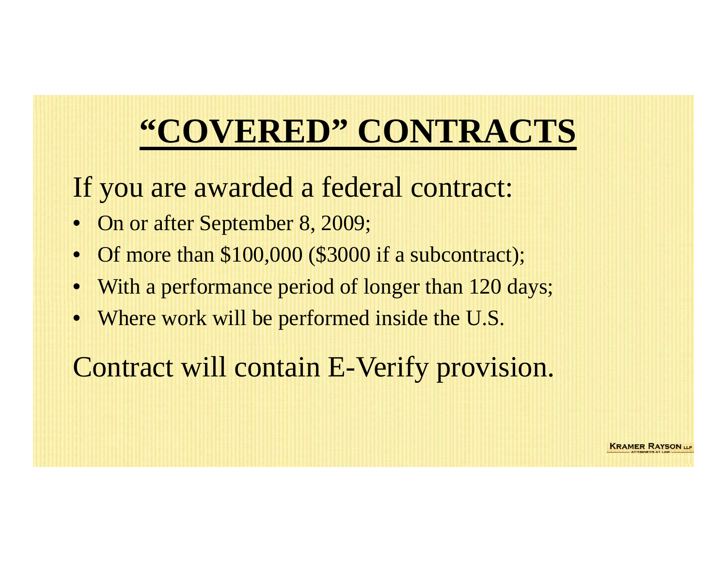# **"COVERED" CONTRACTS**

If you are awarded a federal contract:

- On or after September 8, 2009;
- Of more than $100,000 ($3000 if a subcontract);
- With a performance period of longer than 120 days;
- Where work will be performed inside the U.S.

Contract will contain E-Verify provision.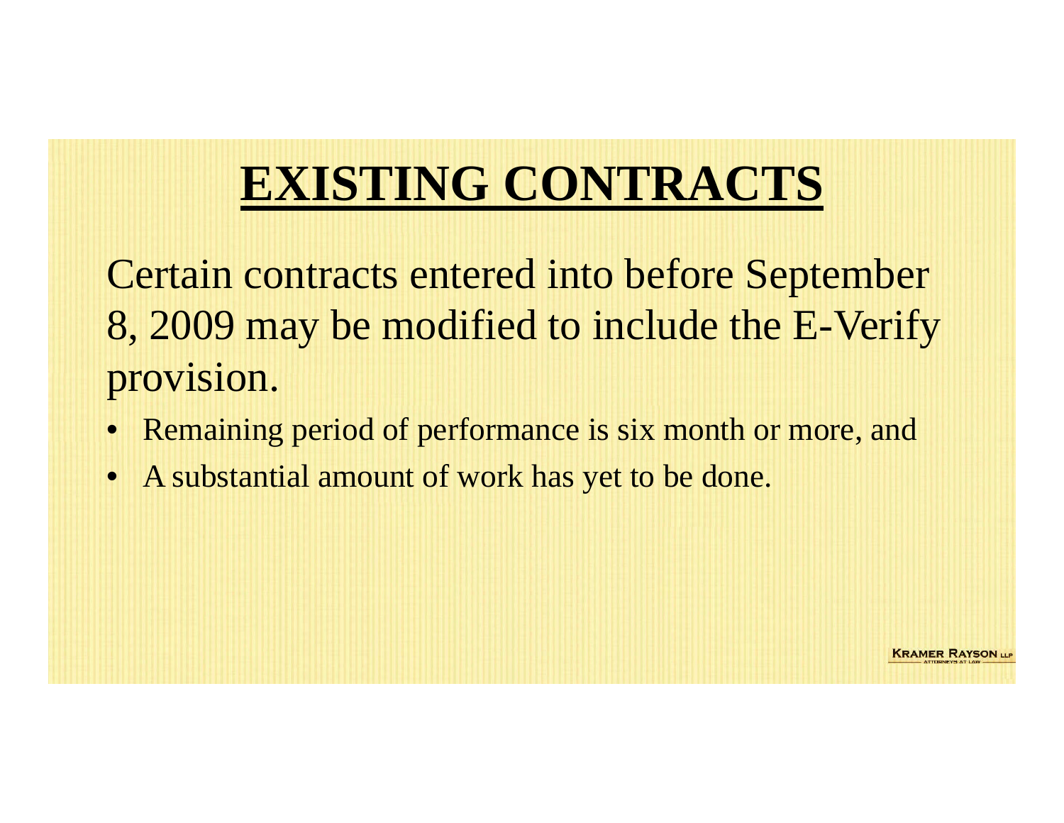# EXISTING CONTRACTS

Certain contracts entered into before September 8, 2009 may be modified to include the E-Verify provision.

- Remaining period of performance is six month or more, and
- A substantial amount of work has yet to be done.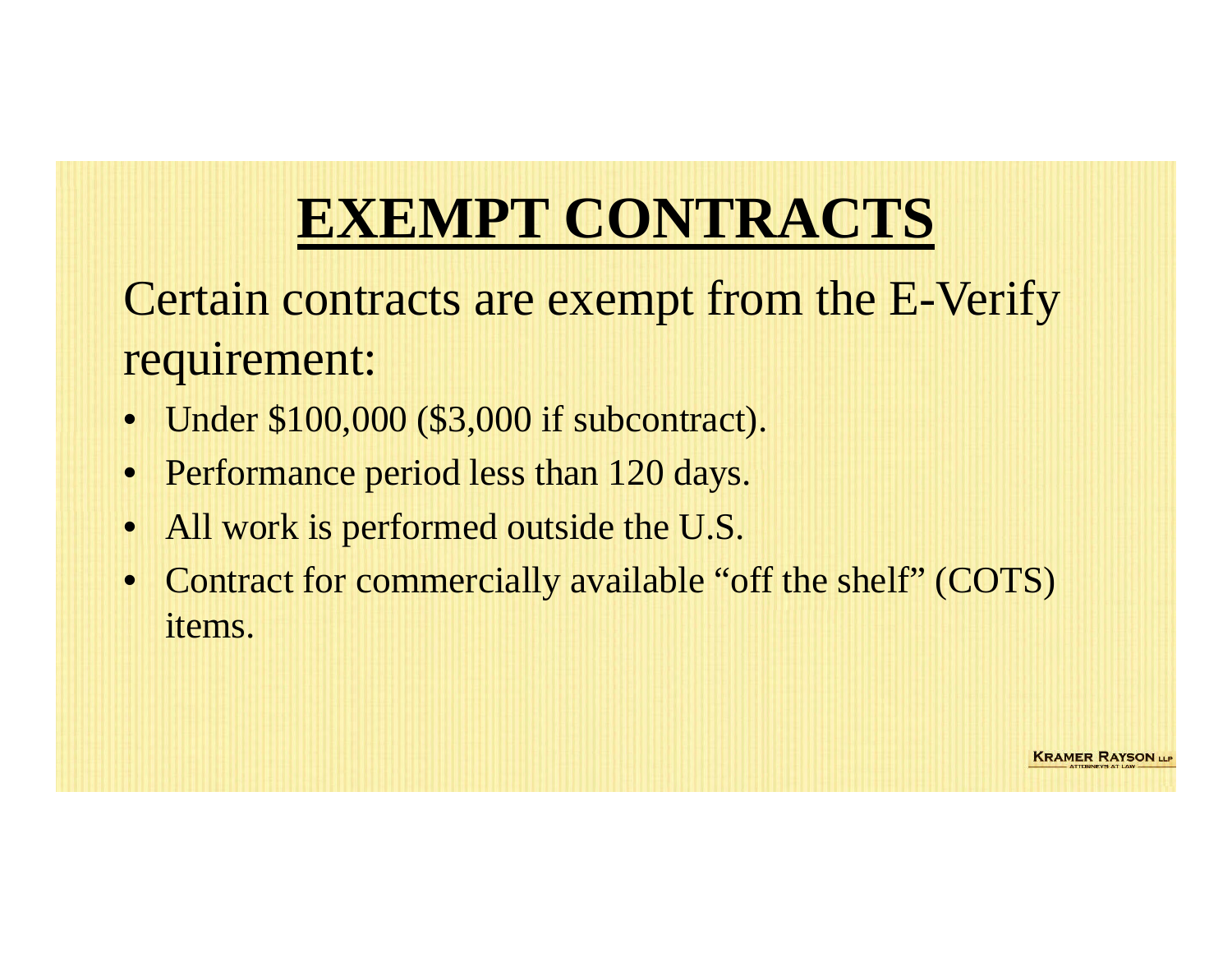# EXEMPT CONTRACTS

Certain contracts are exempt from the E-Verify requirement:

- Under $100,000 ($3,000 if subcontract).
- Performance period less than 120 days.
- All work is performed outside the U.S.
- Contract for commercially available "off the shelf" (COTS) items.

KRAMER RAYSON LLP
ATTORNEYS AT LAW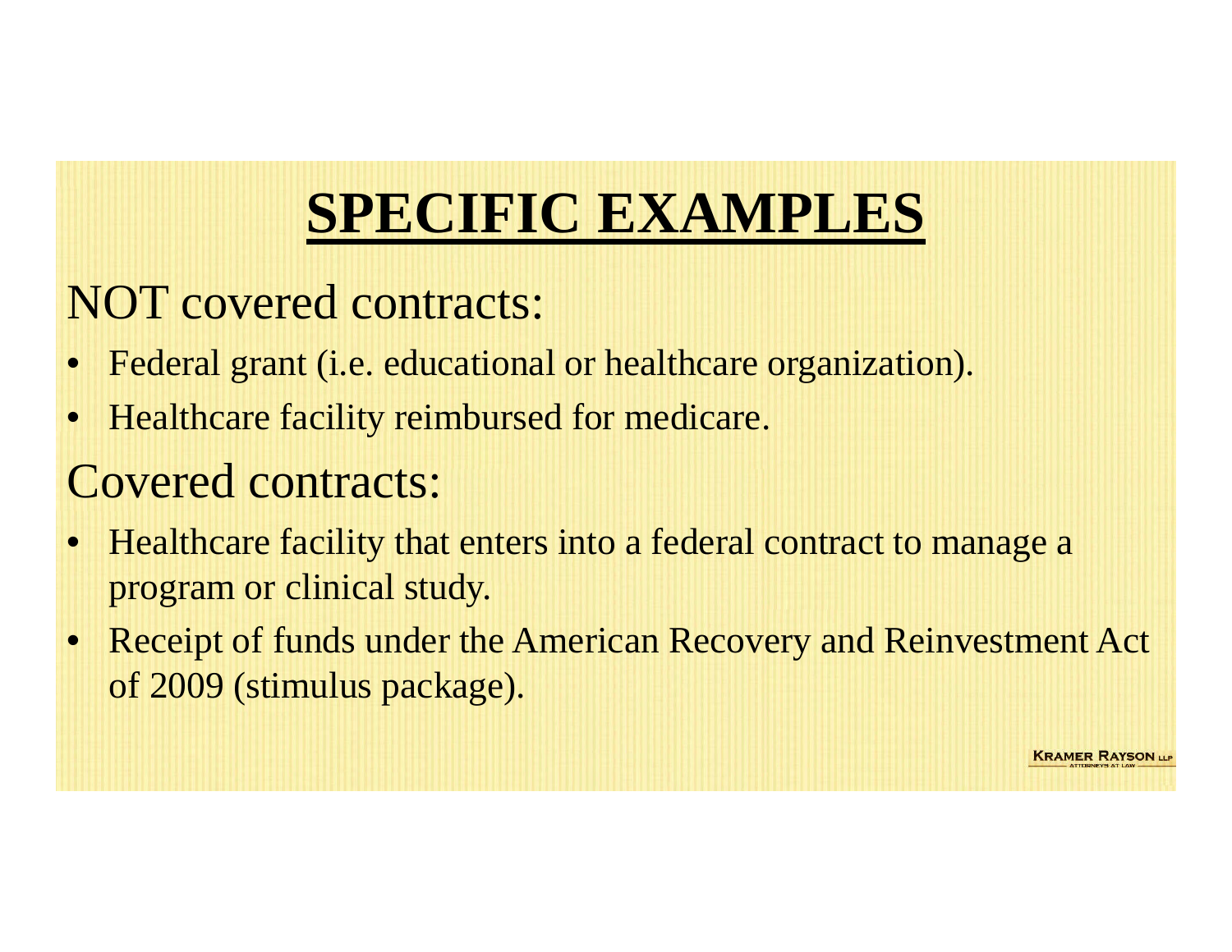# SPECIFIC EXAMPLES

NOT covered contracts:

- Federal grant (i.e. educational or healthcare organization).
- Healthcare facility reimbursed for medicare.

Covered contracts:

- Healthcare facility that enters into a federal contract to manage a program or clinical study.
- Receipt of funds under the American Recovery and Reinvestment Act of 2009 (stimulus package).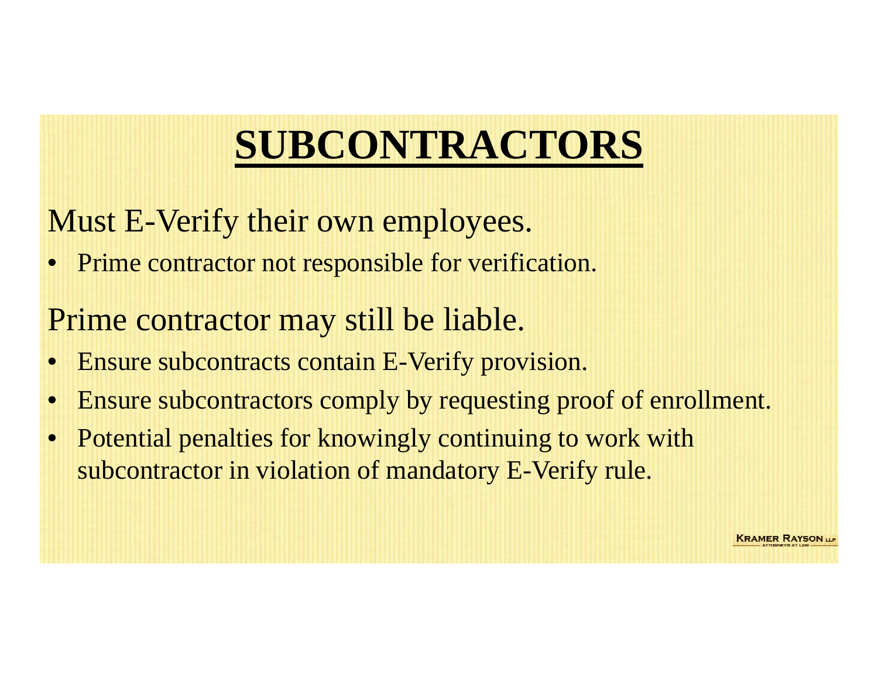# SUBCONTRACTORS

Must E-Verify their own employees.

- Prime contractor not responsible for verification.

Prime contractor may still be liable.

- Ensure subcontracts contain E-Verify provision.
- Ensure subcontractors comply by requesting proof of enrollment.
- Potential penalties for knowingly continuing to work with subcontractor in violation of mandatory E-Verify rule.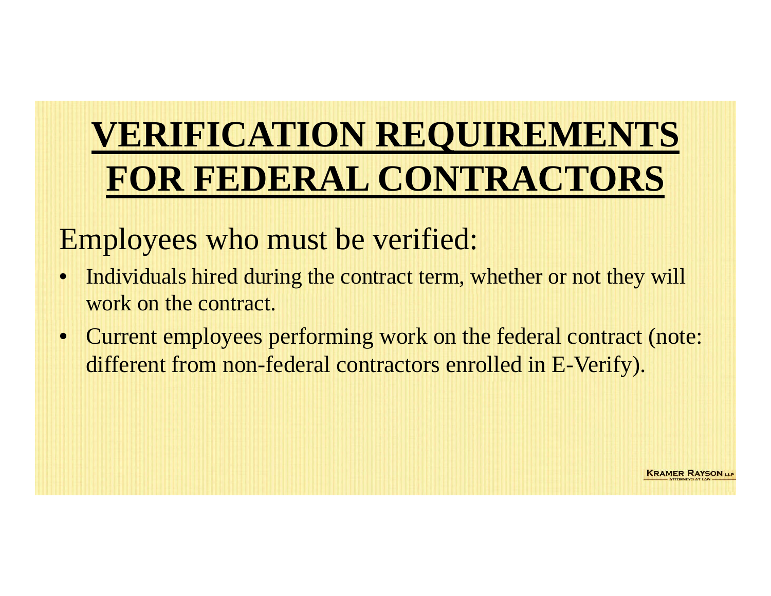# VERIFICATION REQUIREMENTS FOR FEDERAL CONTRACTORS

Employees who must be verified:

- Individuals hired during the contract term, whether or not they will work on the contract.
- Current employees performing work on the federal contract (note: different from non-federal contractors enrolled in E-Verify).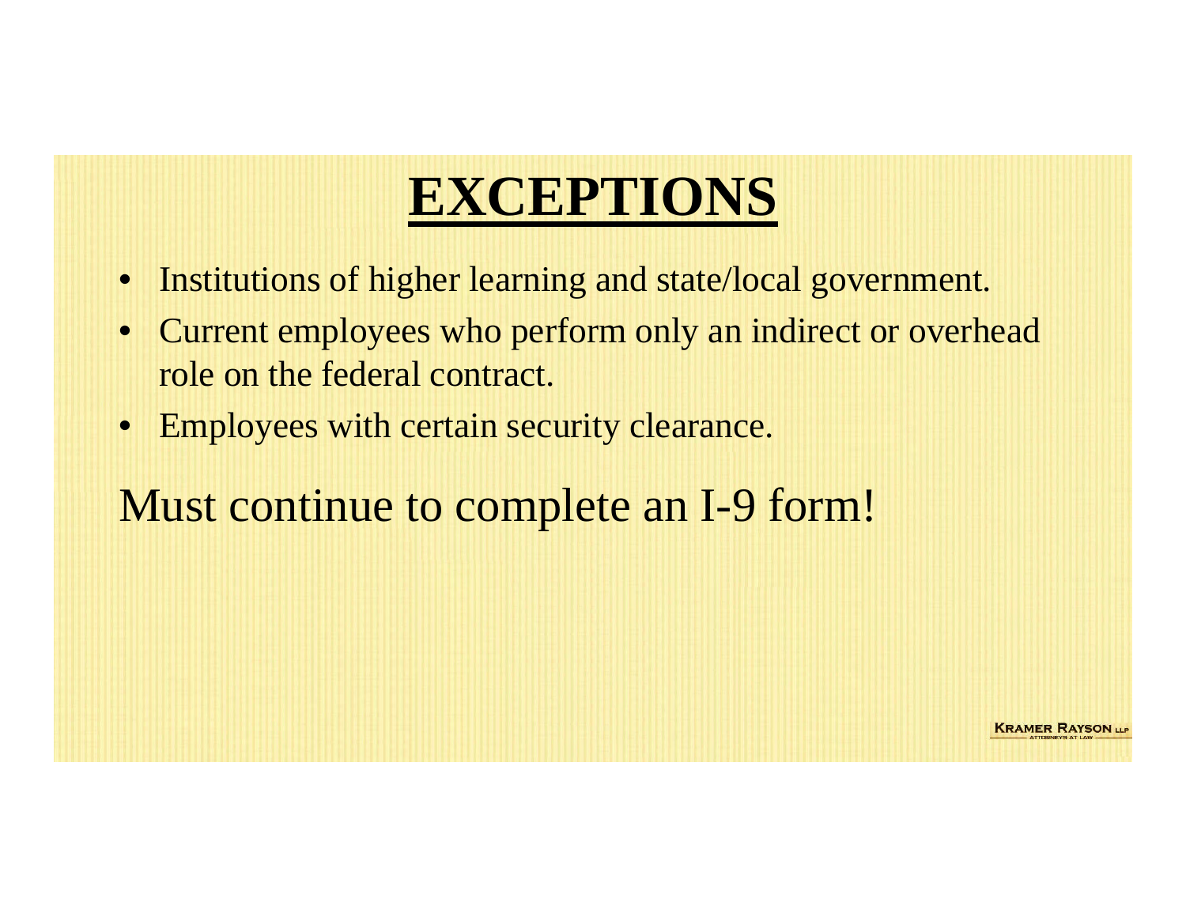# EXCEPTIONS

- Institutions of higher learning and state/local government.
- Current employees who perform only an indirect or overhead role on the federal contract.
- Employees with certain security clearance.

Must continue to complete an I-9 form!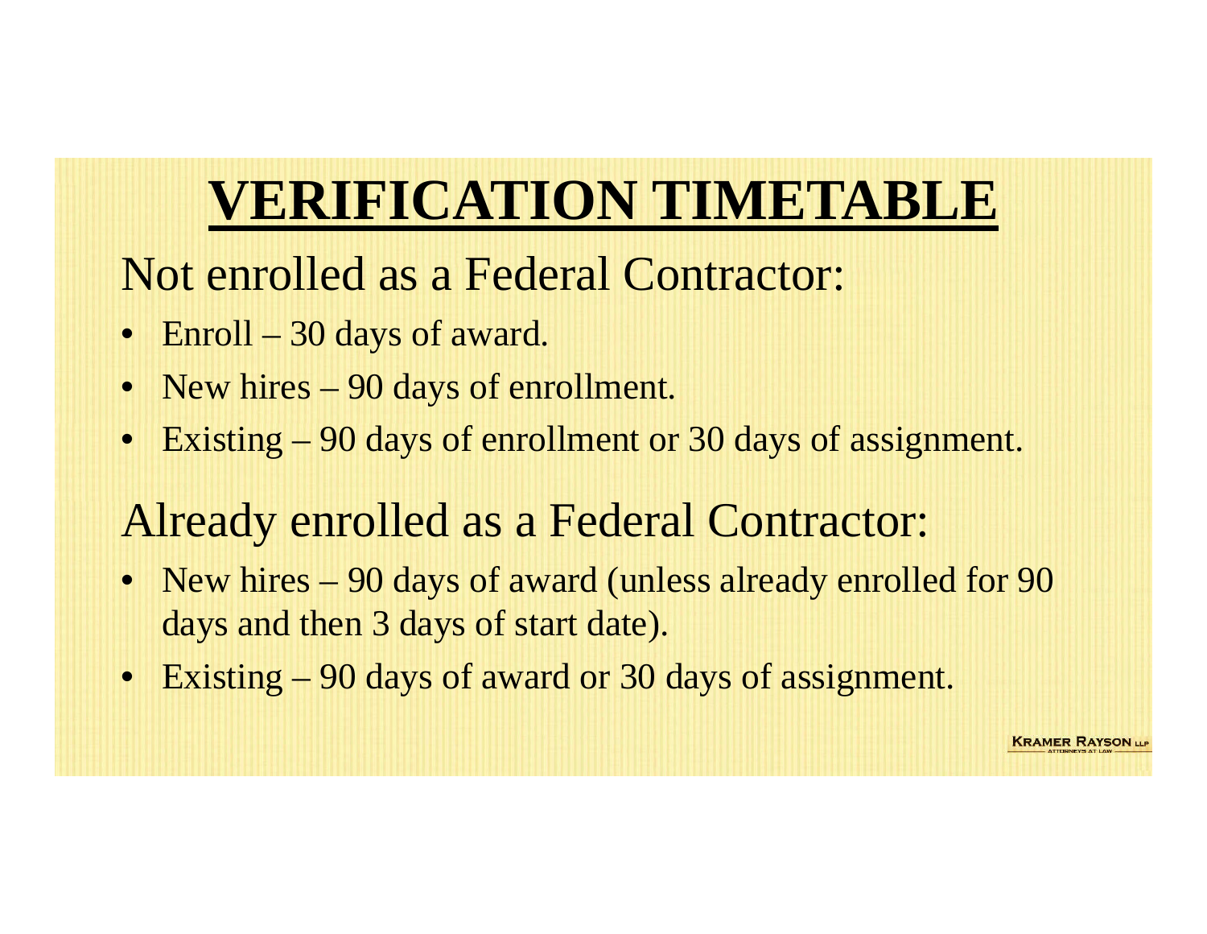# VERIFICATION TIMETABLE

## Not enrolled as a Federal Contractor:

- Enroll – 30 days of award.
- New hires – 90 days of enrollment.
- Existing – 90 days of enrollment or 30 days of assignment.

## Already enrolled as a Federal Contractor:

- New hires – 90 days of award (unless already enrolled for 90 days and then 3 days of start date).
- Existing – 90 days of award or 30 days of assignment.

Kramer Rayson LLP
Attorneys at Law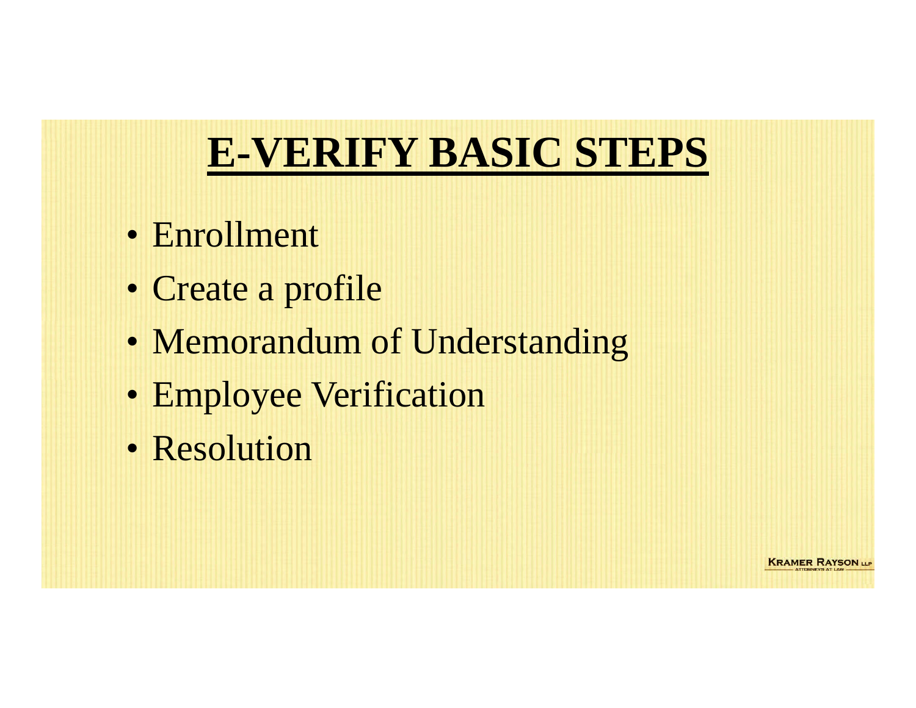# E-VERIFY BASIC STEPS

- Enrollment
- Create a profile
- Memorandum of Understanding
- Employee Verification
- Resolution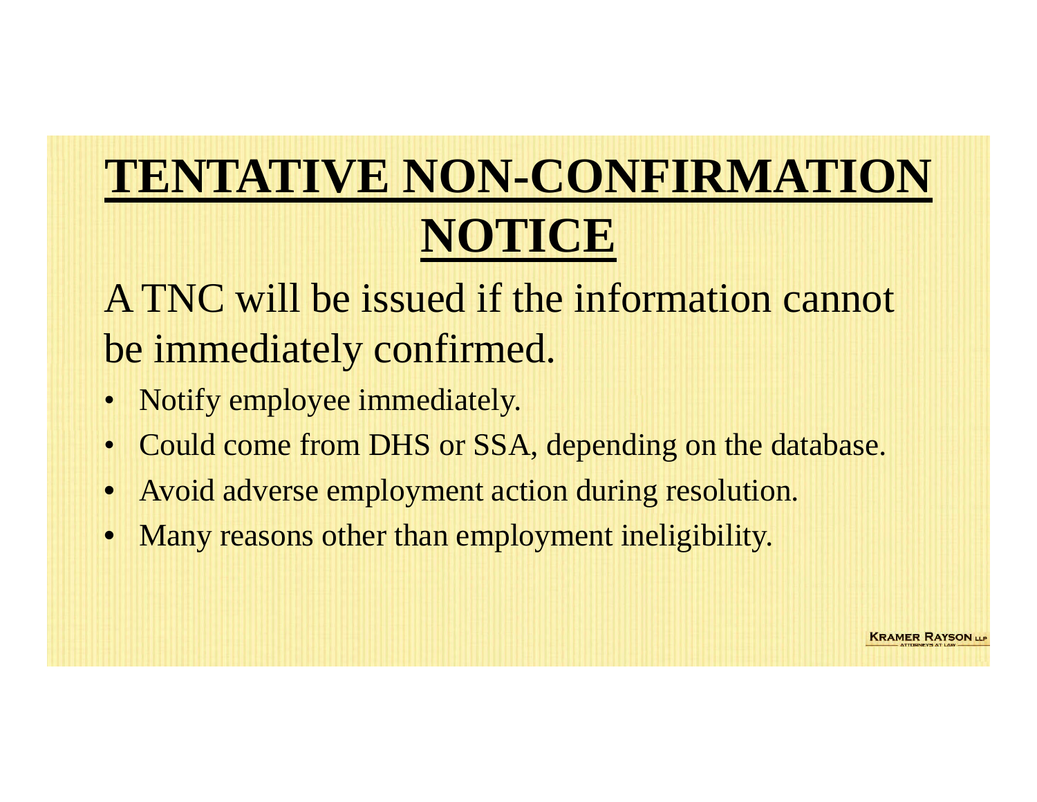# TENTATIVE NON-CONFIRMATION NOTICE

A TNC will be issued if the information cannot be immediately confirmed.

- Notify employee immediately.
- Could come from DHS or SSA, depending on the database.
- Avoid adverse employment action during resolution.
- Many reasons other than employment ineligibility.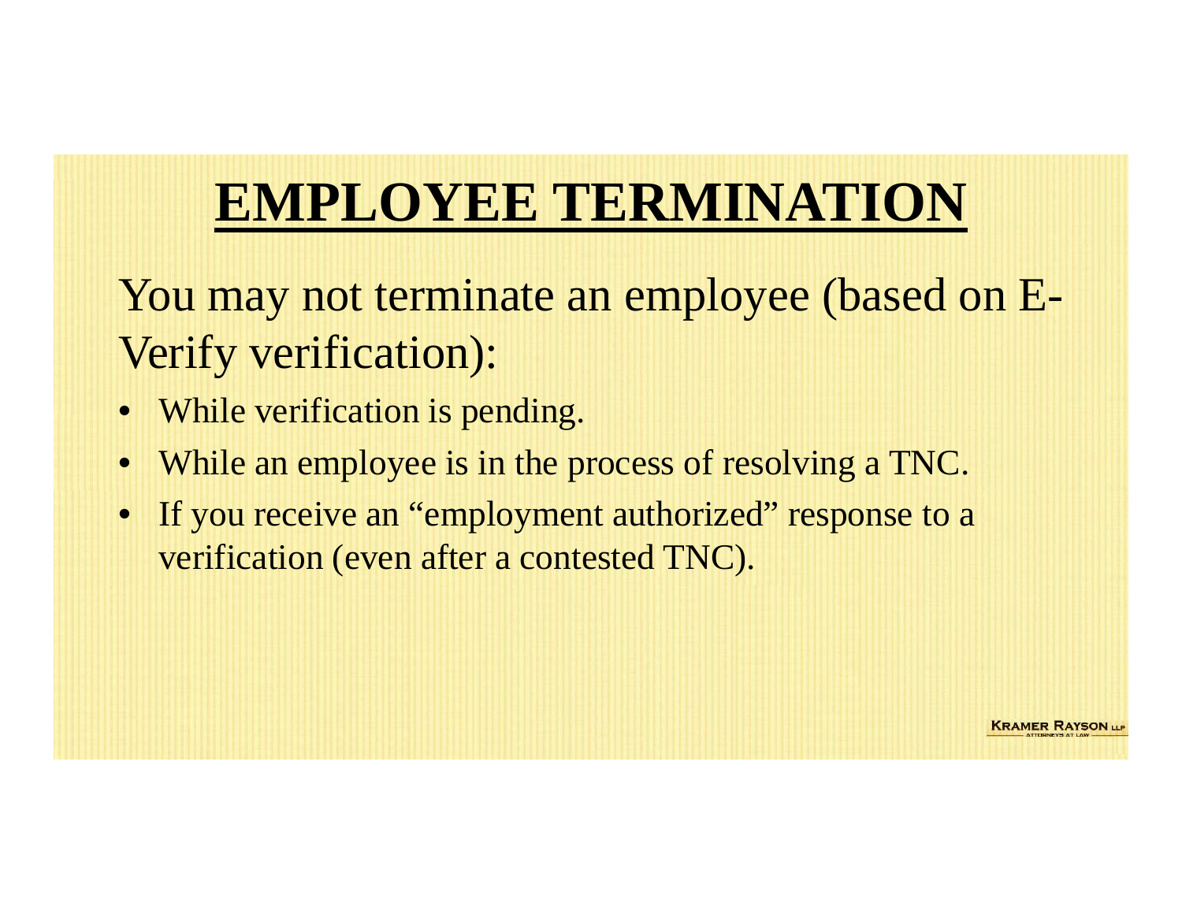# EMPLOYEE TERMINATION

You may not terminate an employee (based on E-Verify verification):

- While verification is pending.
- While an employee is in the process of resolving a TNC.
- If you receive an "employment authorized" response to a verification (even after a contested TNC).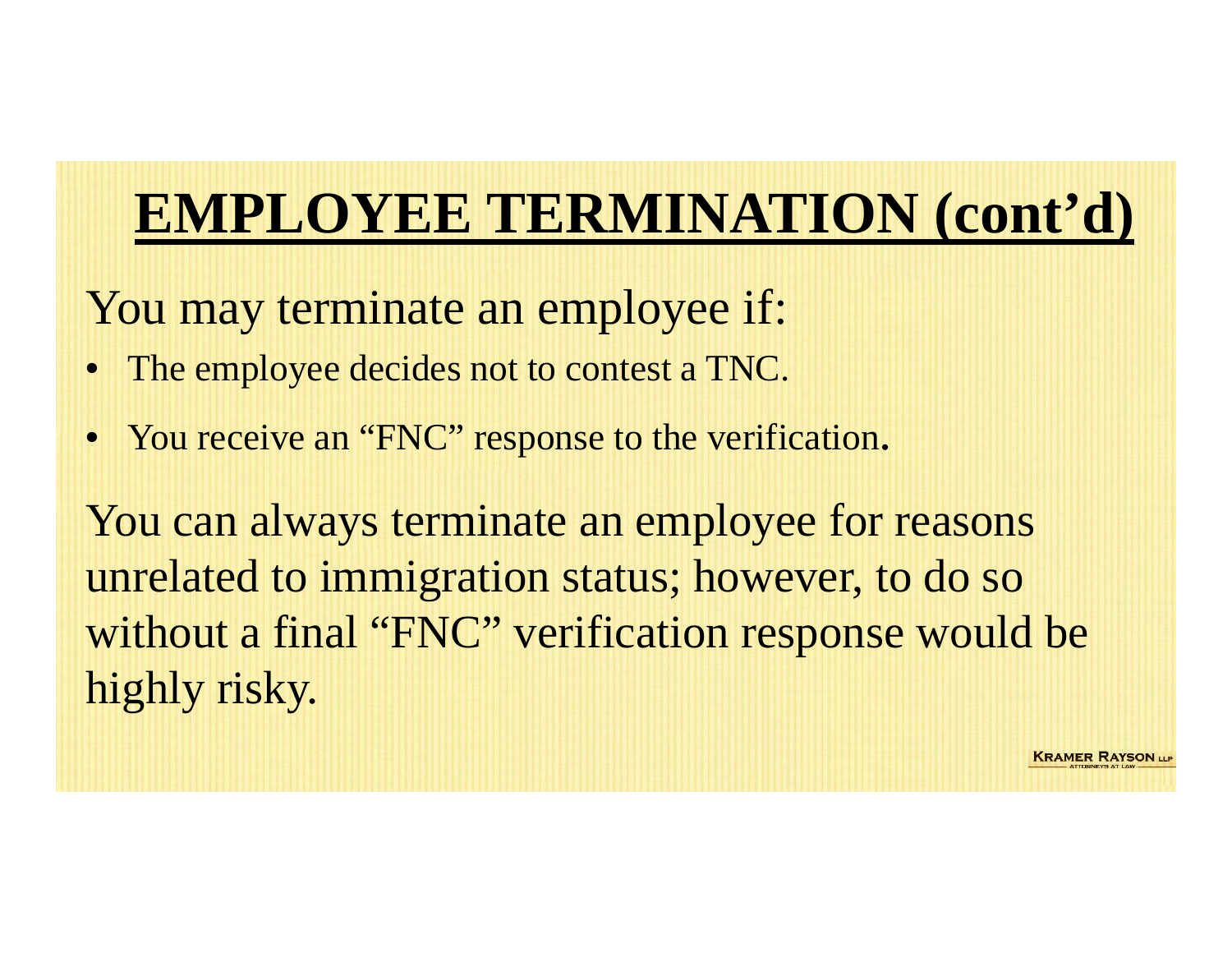# EMPLOYEE TERMINATION (cont'd)

You may terminate an employee if:

- The employee decides not to contest a TNC.
- You receive an "FNC" response to the verification.

You can always terminate an employee for reasons unrelated to immigration status; however, to do so without a final "FNC" verification response would be highly risky.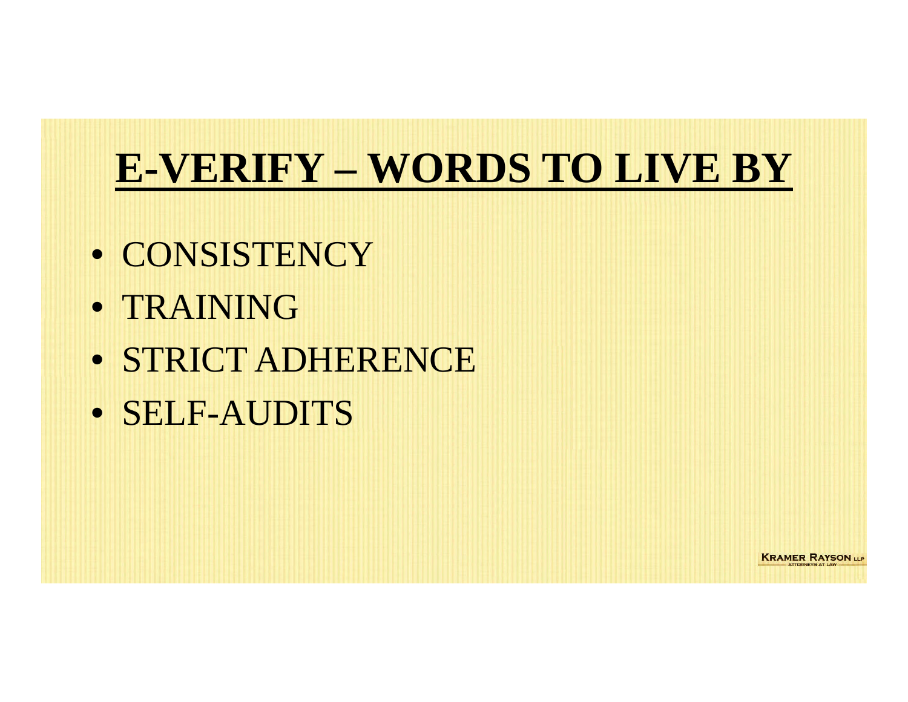# E-VERIFY – WORDS TO LIVE BY

- CONSISTENCY
- TRAINING
- STRICT ADHERENCE
- SELF-AUDITS